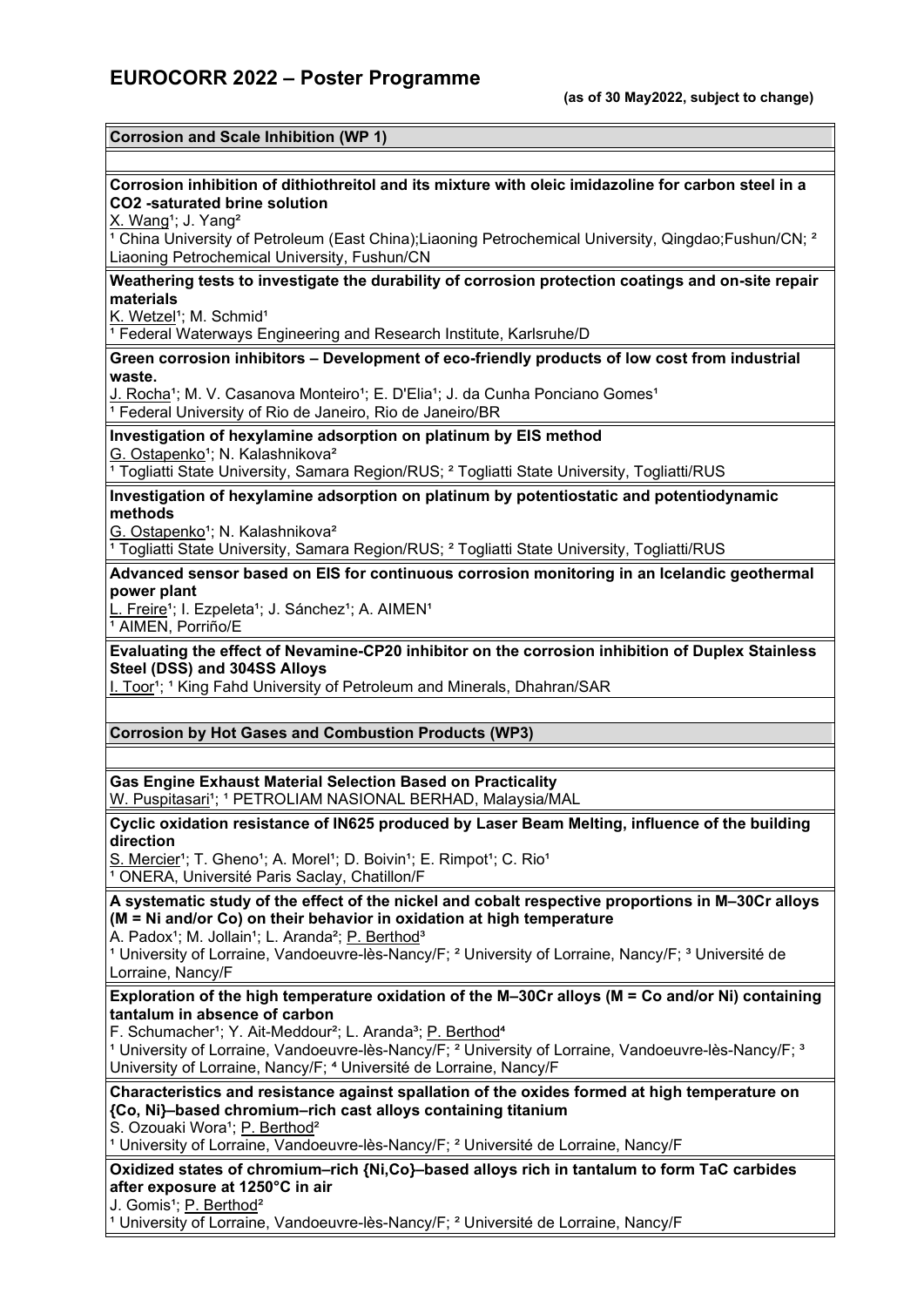# EUROCORR 2022 – Poster Programme

**(as of 30 May2022, subject to change)**

## Corrosion and Scale Inhibition (WP 1)

**Corrosion inhibition of dithiothreitol and its mixture with oleic imidazoline for carbon steel in a CO2 -saturated brine solution**
X. Wang[1]; J. Yang[2]
[1] China University of Petroleum (East China);Liaoning Petrochemical University, Qingdao;Fushun/CN; [2] Liaoning Petrochemical University, Fushun/CN

**Weathering tests to investigate the durability of corrosion protection coatings and on-site repair materials**
K. Wetzel[1]; M. Schmid[1]
[1] Federal Waterways Engineering and Research Institute, Karlsruhe/D

**Green corrosion inhibitors – Development of eco-friendly products of low cost from industrial waste.**
J. Rocha[1]; M. V. Casanova Monteiro[1]; E. D'Elia[1]; J. da Cunha Ponciano Gomes[1]
[1] Federal University of Rio de Janeiro, Rio de Janeiro/BR

**Investigation of hexylamine adsorption on platinum by EIS method**
G. Ostapenko[1]; N. Kalashnikova[2]
[1] Togliatti State University, Samara Region/RUS; [2] Togliatti State University, Togliatti/RUS

**Investigation of hexylamine adsorption on platinum by potentiostatic and potentiodynamic methods**
G. Ostapenko[1]; N. Kalashnikova[2]
[1] Togliatti State University, Samara Region/RUS; [2] Togliatti State University, Togliatti/RUS

**Advanced sensor based on EIS for continuous corrosion monitoring in an Icelandic geothermal power plant**
L. Freire[1]; I. Ezpeleta[1]; J. Sánchez[1]; A. AIMEN[1]
[1] AIMEN, Porriño/E

**Evaluating the effect of Nevamine-CP20 inhibitor on the corrosion inhibition of Duplex Stainless Steel (DSS) and 304SS Alloys**
I. Toor[1]; [1] King Fahd University of Petroleum and Minerals, Dhahran/SAR

## Corrosion by Hot Gases and Combustion Products (WP3)

**Gas Engine Exhaust Material Selection Based on Practicality**
W. Puspitasari[1]; [1] PETROLIAM NASIONAL BERHAD, Malaysia/MAL

**Cyclic oxidation resistance of IN625 produced by Laser Beam Melting, influence of the building direction**
S. Mercier[1]; T. Gheno[1]; A. Morel[1]; D. Boivin[1]; E. Rimpot[1]; C. Rio[1]
[1] ONERA, Université Paris Saclay, Chatillon/F

**A systematic study of the effect of the nickel and cobalt respective proportions in M–30Cr alloys (M = Ni and/or Co) on their behavior in oxidation at high temperature**
A. Padox[1]; M. Jollain[1]; L. Aranda[2]; P. Berthod[3]
[1] University of Lorraine, Vandoeuvre-lès-Nancy/F; [2] University of Lorraine, Nancy/F; [3] Université de Lorraine, Nancy/F

**Exploration of the high temperature oxidation of the M–30Cr alloys (M = Co and/or Ni) containing tantalum in absence of carbon**
F. Schumacher[1]; Y. Ait-Meddour[2]; L. Aranda[3]; P. Berthod[4]
[1] University of Lorraine, Vandoeuvre-lès-Nancy/F; [2] University of Lorraine, Vandoeuvre-lès-Nancy/F; [3] University of Lorraine, Nancy/F; [4] Université de Lorraine, Nancy/F

**Characteristics and resistance against spallation of the oxides formed at high temperature on {Co, Ni}–based chromium–rich cast alloys containing titanium**
S. Ozouaki Wora[1]; P. Berthod[2]
[1] University of Lorraine, Vandoeuvre-lès-Nancy/F; [2] Université de Lorraine, Nancy/F

**Oxidized states of chromium–rich {Ni,Co}–based alloys rich in tantalum to form TaC carbides after exposure at 1250°C in air**
J. Gomis[1]; P. Berthod[2]
[1] University of Lorraine, Vandoeuvre-lès-Nancy/F; [2] Université de Lorraine, Nancy/F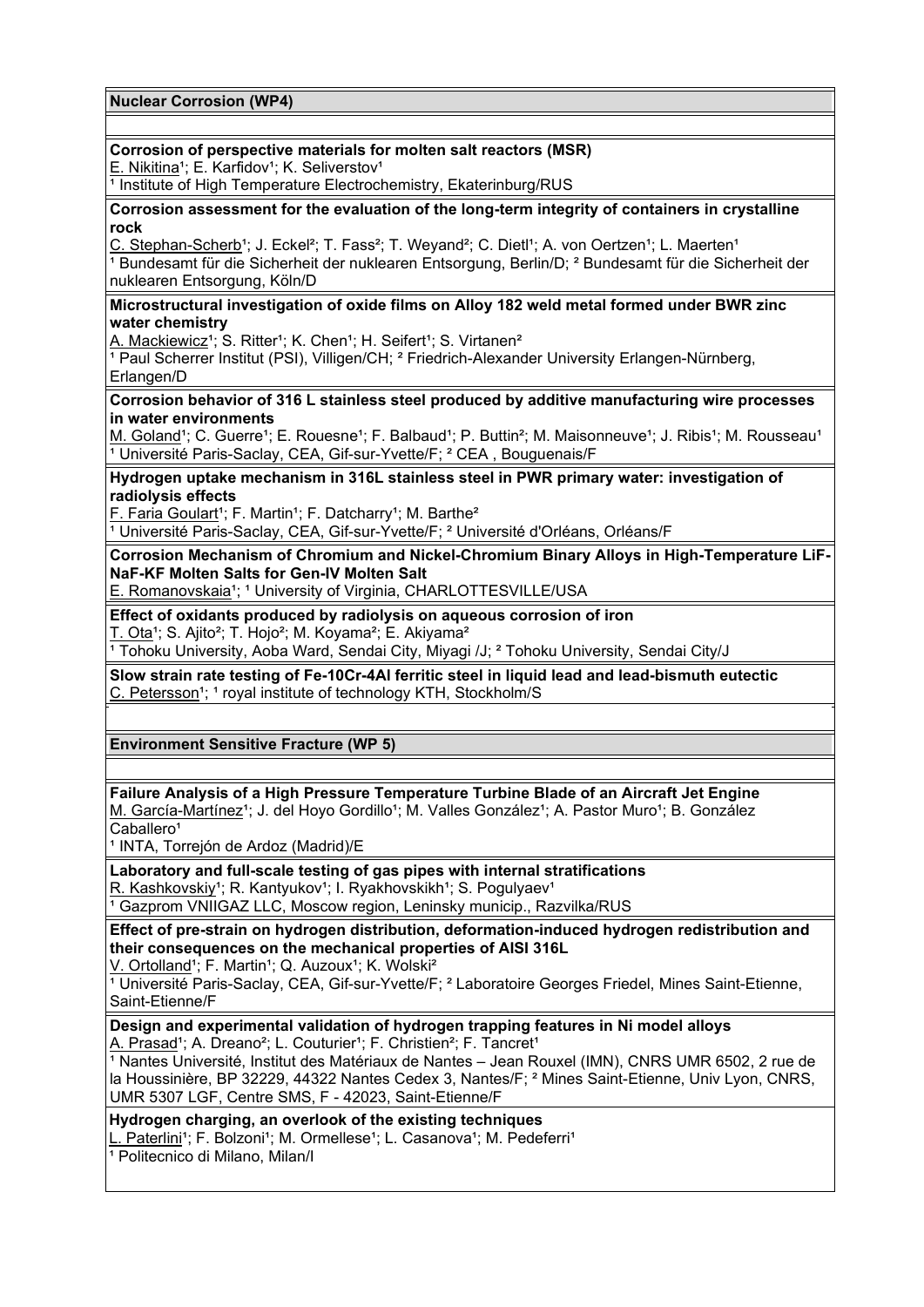## Nuclear Corrosion (WP4)

**Corrosion of perspective materials for molten salt reactors (MSR)**
E. Nikitina[1]; E. Karfidov[1]; K. Seliverstov[1]
[1] Institute of High Temperature Electrochemistry, Ekaterinburg/RUS

**Corrosion assessment for the evaluation of the long-term integrity of containers in crystalline rock**
C. Stephan-Scherb[1]; J. Eckel[2]; T. Fass[2]; T. Weyand[2]; C. Dietl[1]; A. von Oertzen[1]; L. Maerten[1]
[1] Bundesamt für die Sicherheit der nuklearen Entsorgung, Berlin/D; [2] Bundesamt für die Sicherheit der nuklearen Entsorgung, Köln/D

**Microstructural investigation of oxide films on Alloy 182 weld metal formed under BWR zinc water chemistry**
A. Mackiewicz[1]; S. Ritter[1]; K. Chen[1]; H. Seifert[1]; S. Virtanen[2]
[1] Paul Scherrer Institut (PSI), Villigen/CH; [2] Friedrich-Alexander University Erlangen-Nürnberg, Erlangen/D

**Corrosion behavior of 316 L stainless steel produced by additive manufacturing wire processes in water environments**
M. Goland[1]; C. Guerre[1]; E. Rouesne[1]; F. Balbaud[1]; P. Buttin[2]; M. Maisonneuve[1]; J. Ribis[1]; M. Rousseau[1]
[1] Université Paris-Saclay, CEA, Gif-sur-Yvette/F; [2] CEA , Bouguenais/F

**Hydrogen uptake mechanism in 316L stainless steel in PWR primary water: investigation of radiolysis effects**
F. Faria Goulart[1]; F. Martin[1]; F. Datcharry[1]; M. Barthe[2]
[1] Université Paris-Saclay, CEA, Gif-sur-Yvette/F; [2] Université d'Orléans, Orléans/F

**Corrosion Mechanism of Chromium and Nickel-Chromium Binary Alloys in High-Temperature LiF-NaF-KF Molten Salts for Gen-IV Molten Salt**
E. Romanovskaia[1]; [1] University of Virginia, CHARLOTTESVILLE/USA

**Effect of oxidants produced by radiolysis on aqueous corrosion of iron**
T. Ota[1]; S. Ajito[2]; T. Hojo[2]; M. Koyama[2]; E. Akiyama[2]
[1] Tohoku University, Aoba Ward, Sendai City, Miyagi /J; [2] Tohoku University, Sendai City/J

**Slow strain rate testing of Fe-10Cr-4Al ferritic steel in liquid lead and lead-bismuth eutectic**
C. Petersson[1]; [1] royal institute of technology KTH, Stockholm/S

## Environment Sensitive Fracture (WP 5)

**Failure Analysis of a High Pressure Temperature Turbine Blade of an Aircraft Jet Engine**
M. García-Martínez[1]; J. del Hoyo Gordillo[1]; M. Valles González[1]; A. Pastor Muro[1]; B. González Caballero[1]
[1] INTA, Torrejón de Ardoz (Madrid)/E

**Laboratory and full-scale testing of gas pipes with internal stratifications**
R. Kashkovskiy[1]; R. Kantyukov[1]; I. Ryakhovskikh[1]; S. Pogulyaev[1]
[1] Gazprom VNIIGAZ LLC, Moscow region, Leninsky municip., Razvilka/RUS

**Effect of pre-strain on hydrogen distribution, deformation-induced hydrogen redistribution and their consequences on the mechanical properties of AISI 316L**
V. Ortolland[1]; F. Martin[1]; Q. Auzoux[1]; K. Wolski[2]
[1] Université Paris-Saclay, CEA, Gif-sur-Yvette/F; [2] Laboratoire Georges Friedel, Mines Saint-Etienne, Saint-Etienne/F

**Design and experimental validation of hydrogen trapping features in Ni model alloys**
A. Prasad[1]; A. Dreano[2]; L. Couturier[1]; F. Christien[2]; F. Tancret[1]
[1] Nantes Université, Institut des Matériaux de Nantes – Jean Rouxel (IMN), CNRS UMR 6502, 2 rue de la Houssinière, BP 32229, 44322 Nantes Cedex 3, Nantes/F; [2] Mines Saint-Etienne, Univ Lyon, CNRS, UMR 5307 LGF, Centre SMS, F - 42023, Saint-Etienne/F

**Hydrogen charging, an overlook of the existing techniques**
L. Paterlini[1]; F. Bolzoni[1]; M. Ormellese[1]; L. Casanova[1]; M. Pedeferri[1]
[1] Politecnico di Milano, Milan/I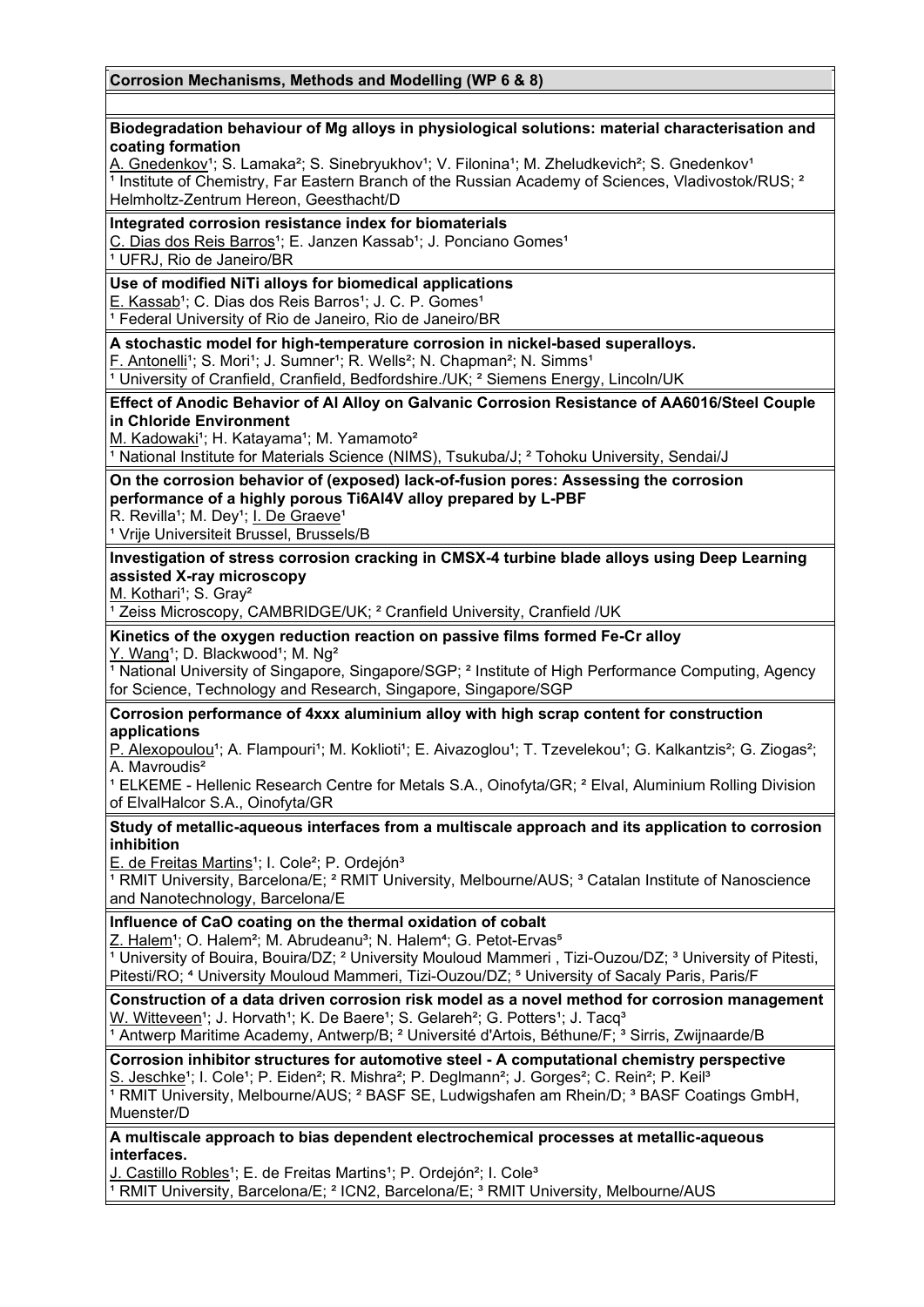## Corrosion Mechanisms, Methods and Modelling (WP 6 & 8)

**Biodegradation behaviour of Mg alloys in physiological solutions: material characterisation and coating formation**
A. Gnedenkov[1]; S. Lamaka[2]; S. Sinebryukhov[1]; V. Filonina[1]; M. Zheludkevich[2]; S. Gnedenkov[1]
[1] Institute of Chemistry, Far Eastern Branch of the Russian Academy of Sciences, Vladivostok/RUS; [2] Helmholtz-Zentrum Hereon, Geesthacht/D

**Integrated corrosion resistance index for biomaterials**
C. Dias dos Reis Barros[1]; E. Janzen Kassab[1]; J. Ponciano Gomes[1]
[1] UFRJ, Rio de Janeiro/BR

**Use of modified NiTi alloys for biomedical applications**
E. Kassab[1]; C. Dias dos Reis Barros[1]; J. C. P. Gomes[1]
[1] Federal University of Rio de Janeiro, Rio de Janeiro/BR

**A stochastic model for high-temperature corrosion in nickel-based superalloys.**
F. Antonelli[1]; S. Mori[1]; J. Sumner[1]; R. Wells[2]; N. Chapman[2]; N. Simms[1]
[1] University of Cranfield, Cranfield, Bedfordshire./UK; [2] Siemens Energy, Lincoln/UK

**Effect of Anodic Behavior of Al Alloy on Galvanic Corrosion Resistance of AA6016/Steel Couple in Chloride Environment**
M. Kadowaki[1]; H. Katayama[1]; M. Yamamoto[2]
[1] National Institute for Materials Science (NIMS), Tsukuba/J; [2] Tohoku University, Sendai/J

**On the corrosion behavior of (exposed) lack-of-fusion pores: Assessing the corrosion performance of a highly porous Ti6Al4V alloy prepared by L-PBF**
R. Revilla[1]; M. Dey[1]; I. De Graeve[1]
[1] Vrije Universiteit Brussel, Brussels/B

**Investigation of stress corrosion cracking in CMSX-4 turbine blade alloys using Deep Learning assisted X-ray microscopy**
M. Kothari[1]; S. Gray[2]
[1] Zeiss Microscopy, CAMBRIDGE/UK; [2] Cranfield University, Cranfield /UK

**Kinetics of the oxygen reduction reaction on passive films formed Fe-Cr alloy**
Y. Wang[1]; D. Blackwood[1]; M. Ng[2]
[1] National University of Singapore, Singapore/SGP; [2] Institute of High Performance Computing, Agency for Science, Technology and Research, Singapore, Singapore/SGP

**Corrosion performance of 4xxx aluminium alloy with high scrap content for construction applications**
P. Alexopoulou[1]; A. Flampouri[1]; M. Koklioti[1]; E. Aivazoglou[1]; T. Tzevelekou[1]; G. Kalkantzis[2]; G. Ziogas[2]; A. Mavroudis[2]
[1] ELKEME - Hellenic Research Centre for Metals S.A., Oinofyta/GR; [2] Elval, Aluminium Rolling Division of ElvalHalcor S.A., Oinofyta/GR

**Study of metallic-aqueous interfaces from a multiscale approach and its application to corrosion inhibition**
E. de Freitas Martins[1]; I. Cole[2]; P. Ordejón[3]
[1] RMIT University, Barcelona/E; [2] RMIT University, Melbourne/AUS; [3] Catalan Institute of Nanoscience and Nanotechnology, Barcelona/E

**Influence of CaO coating on the thermal oxidation of cobalt**
Z. Halem[1]; O. Halem[2]; M. Abrudeanu[3]; N. Halem[4]; G. Petot-Ervas[5]
[1] University of Bouira, Bouira/DZ; [2] University Mouloud Mammeri , Tizi-Ouzou/DZ; [3] University of Pitesti, Pitesti/RO; [4] University Mouloud Mammeri, Tizi-Ouzou/DZ; [5] University of Sacaly Paris, Paris/F

**Construction of a data driven corrosion risk model as a novel method for corrosion management**
W. Witteveen[1]; J. Horvath[1]; K. De Baere[1]; S. Gelareh[2]; G. Potters[1]; J. Tacq[3]
[1] Antwerp Maritime Academy, Antwerp/B; [2] Université d'Artois, Béthune/F; [3] Sirris, Zwijnaarde/B

**Corrosion inhibitor structures for automotive steel - A computational chemistry perspective**
S. Jeschke[1]; I. Cole[1]; P. Eiden[2]; R. Mishra[2]; P. Deglmann[2]; J. Gorges[2]; C. Rein[2]; P. Keil[3]
[1] RMIT University, Melbourne/AUS; [2] BASF SE, Ludwigshafen am Rhein/D; [3] BASF Coatings GmbH, Muenster/D

**A multiscale approach to bias dependent electrochemical processes at metallic-aqueous interfaces.**
J. Castillo Robles[1]; E. de Freitas Martins[1]; P. Ordejón[2]; I. Cole[3]
[1] RMIT University, Barcelona/E; [2] ICN2, Barcelona/E; [3] RMIT University, Melbourne/AUS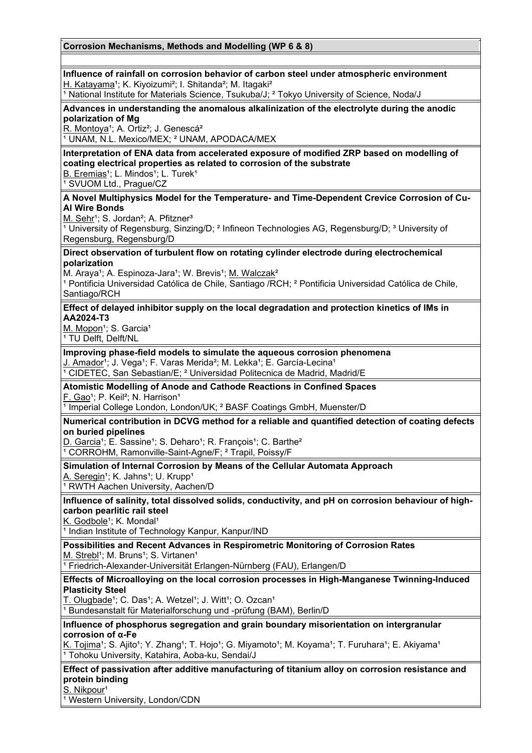## Corrosion Mechanisms, Methods and Modelling (WP 6 & 8)

**Influence of rainfall on corrosion behavior of carbon steel under atmospheric environment**
H. Katayama[1]; K. Kiyoizumi[2]; I. Shitanda[2]; M. Itagaki[2]
[1] National Institute for Materials Science, Tsukuba/J; [2] Tokyo University of Science, Noda/J

**Advances in understanding the anomalous alkalinization of the electrolyte during the anodic polarization of Mg**
R. Montoya[1]; A. Ortiz[2]; J. Genescá[2]
[1] UNAM, N.L. Mexico/MEX; [2] UNAM, APODACA/MEX

**Interpretation of ENA data from accelerated exposure of modified ZRP based on modelling of coating electrical properties as related to corrosion of the substrate**
B. Eremias[1]; L. Mindos[1]; L. Turek[1]
[1] SVUOM Ltd., Prague/CZ

**A Novel Multiphysics Model for the Temperature- and Time-Dependent Crevice Corrosion of Cu-Al Wire Bonds**
M. Sehr[1]; S. Jordan[2]; A. Pfitzner[3]
[1] University of Regensburg, Sinzing/D; [2] Infineon Technologies AG, Regensburg/D; [3] University of Regensburg, Regensburg/D

**Direct observation of turbulent flow on rotating cylinder electrode during electrochemical polarization**
M. Araya[1]; A. Espinoza-Jara[1]; W. Brevis[1]; M. Walczak[2]
[1] Pontificia Universidad Católica de Chile, Santiago /RCH; [2] Pontificia Universidad Católica de Chile, Santiago/RCH

**Effect of delayed inhibitor supply on the local degradation and protection kinetics of IMs in AA2024-T3**
M. Mopon[1]; S. Garcia[1]
[1] TU Delft, Delft/NL

**Improving phase-field models to simulate the aqueous corrosion phenomena**
J. Amador[1]; J. Vega[1]; F. Varas Merida[2]; M. Lekka[1]; E. García-Lecina[1]
[1] CIDETEC, San Sebastian/E; [2] Universidad Politecnica de Madrid, Madrid/E

**Atomistic Modelling of Anode and Cathode Reactions in Confined Spaces**
F. Gao[1]; P. Keil[2]; N. Harrison[1]
[1] Imperial College London, London/UK; [2] BASF Coatings GmbH, Muenster/D

**Numerical contribution in DCVG method for a reliable and quantified detection of coating defects on buried pipelines**
D. Garcia[1]; E. Sassine[1]; S. Deharo[1]; R. François[1]; C. Barthe[2]
[1] CORROHM, Ramonville-Saint-Agne/F; [2] Trapil, Poissy/F

**Simulation of Internal Corrosion by Means of the Cellular Automata Approach**
A. Seregin[1]; K. Jahns[1]; U. Krupp[1]
[1] RWTH Aachen University, Aachen/D

**Influence of salinity, total dissolved solids, conductivity, and pH on corrosion behaviour of high-carbon pearlitic rail steel**
K. Godbole[1]; K. Mondal[1]
[1] Indian Institute of Technology Kanpur, Kanpur/IND

**Possibilities and Recent Advances in Respirometric Monitoring of Corrosion Rates**
M. Strebl[1]; M. Bruns[1]; S. Virtanen[1]
[1] Friedrich-Alexander-Universität Erlangen-Nürnberg (FAU), Erlangen/D

**Effects of Microalloying on the local corrosion processes in High-Manganese Twinning-Induced Plasticity Steel**
T. Olugbade[1]; C. Das[1]; A. Wetzel[1]; J. Witt[1]; O. Ozcan[1]
[1] Bundesanstalt für Materialforschung und -prüfung (BAM), Berlin/D

**Influence of phosphorus segregation and grain boundary misorientation on intergranular corrosion of α-Fe**
K. Tojima[1]; S. Ajito[1]; Y. Zhang[1]; T. Hojo[1]; G. Miyamoto[1]; M. Koyama[1]; T. Furuhara[1]; E. Akiyama[1]
[1] Tohoku University, Katahira, Aoba-ku, Sendai/J

**Effect of passivation after additive manufacturing of titanium alloy on corrosion resistance and protein binding**
S. Nikpour[1]
[1] Western University, London/CDN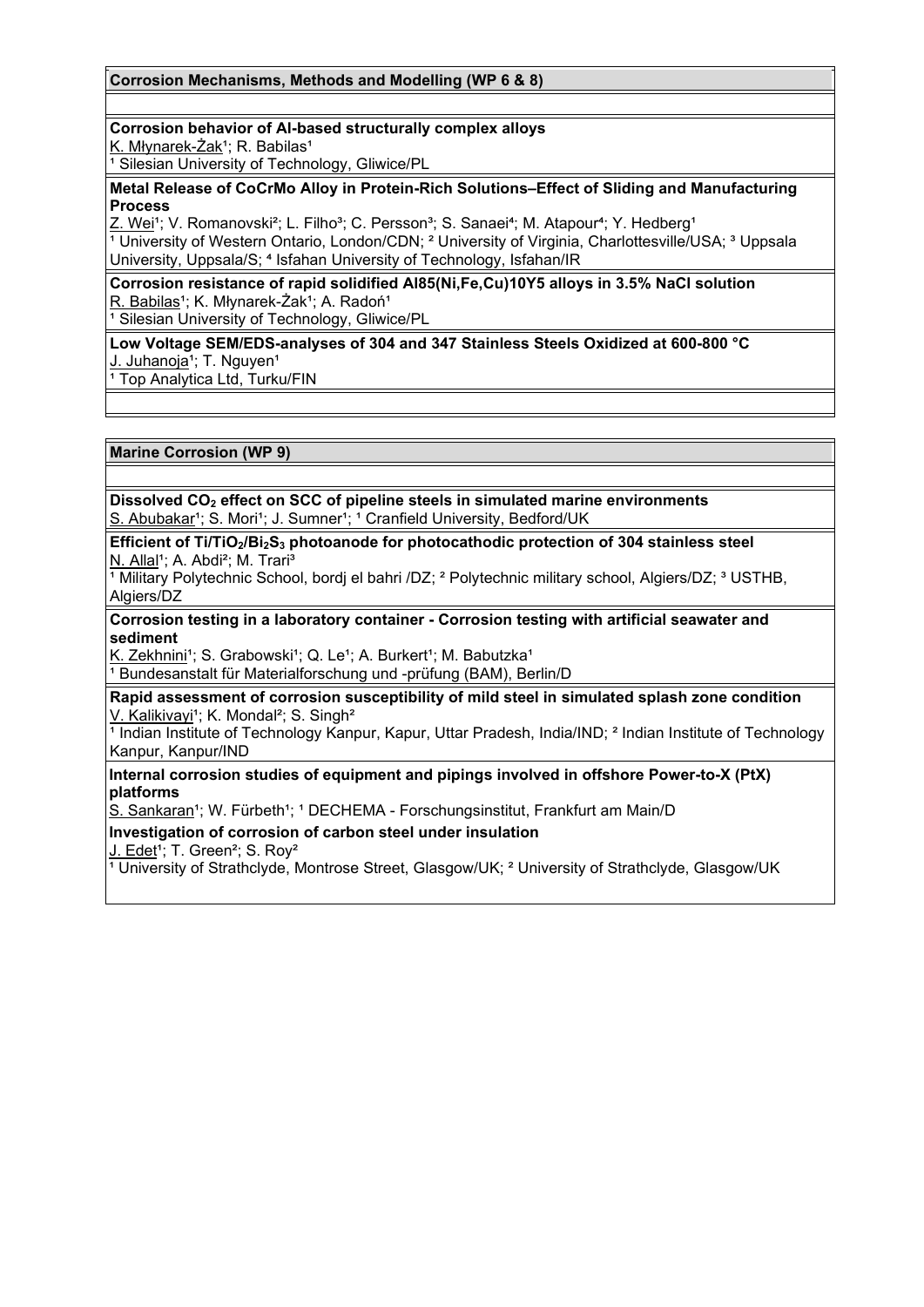## Corrosion Mechanisms, Methods and Modelling (WP 6 & 8)

**Corrosion behavior of Al-based structurally complex alloys**
K. Młynarek-Żak[1]; R. Babilas[1]
[1] Silesian University of Technology, Gliwice/PL

**Metal Release of CoCrMo Alloy in Protein-Rich Solutions–Effect of Sliding and Manufacturing Process**
Z. Wei[1]; V. Romanovski[2]; L. Filho[3]; C. Persson[3]; S. Sanaei[4]; M. Atapour[4]; Y. Hedberg[1]
[1] University of Western Ontario, London/CDN; [2] University of Virginia, Charlottesville/USA; [3] Uppsala University, Uppsala/S; [4] Isfahan University of Technology, Isfahan/IR

**Corrosion resistance of rapid solidified Al85(Ni,Fe,Cu)10Y5 alloys in 3.5% NaCl solution**
R. Babilas[1]; K. Młynarek-Żak[1]; A. Radoń[1]
[1] Silesian University of Technology, Gliwice/PL

**Low Voltage SEM/EDS-analyses of 304 and 347 Stainless Steels Oxidized at 600-800 °C**
J. Juhanoja[1]; T. Nguyen[1]
[1] Top Analytica Ltd, Turku/FIN

## Marine Corrosion (WP 9)

**Dissolved $CO_2$ effect on SCC of pipeline steels in simulated marine environments**
S. Abubakar[1]; S. Mori[1]; J. Sumner[1]; [1] Cranfield University, Bedford/UK

**Efficient of $Ti/TiO_2/Bi_2S_3$ photoanode for photocathodic protection of 304 stainless steel**
N. Allal[1]; A. Abdi[2]; M. Trari[3]
[1] Military Polytechnic School, bordj el bahri /DZ; [2] Polytechnic military school, Algiers/DZ; [3] USTHB, Algiers/DZ

**Corrosion testing in a laboratory container - Corrosion testing with artificial seawater and sediment**
K. Zekhnini[1]; S. Grabowski[1]; Q. Le[1]; A. Burkert[1]; M. Babutzka[1]
[1] Bundesanstalt für Materialforschung und -prüfung (BAM), Berlin/D

**Rapid assessment of corrosion susceptibility of mild steel in simulated splash zone condition**
V. Kalikivayi[1]; K. Mondal[2]; S. Singh[2]
[1] Indian Institute of Technology Kanpur, Kapur, Uttar Pradesh, India/IND; [2] Indian Institute of Technology Kanpur, Kanpur/IND

**Internal corrosion studies of equipment and pipings involved in offshore Power-to-X (PtX) platforms**
S. Sankaran[1]; W. Fürbeth[1]; [1] DECHEMA - Forschungsinstitut, Frankfurt am Main/D

**Investigation of corrosion of carbon steel under insulation**
J. Edet[1]; T. Green[2]; S. Roy[2]
[1] University of Strathclyde, Montrose Street, Glasgow/UK; [2] University of Strathclyde, Glasgow/UK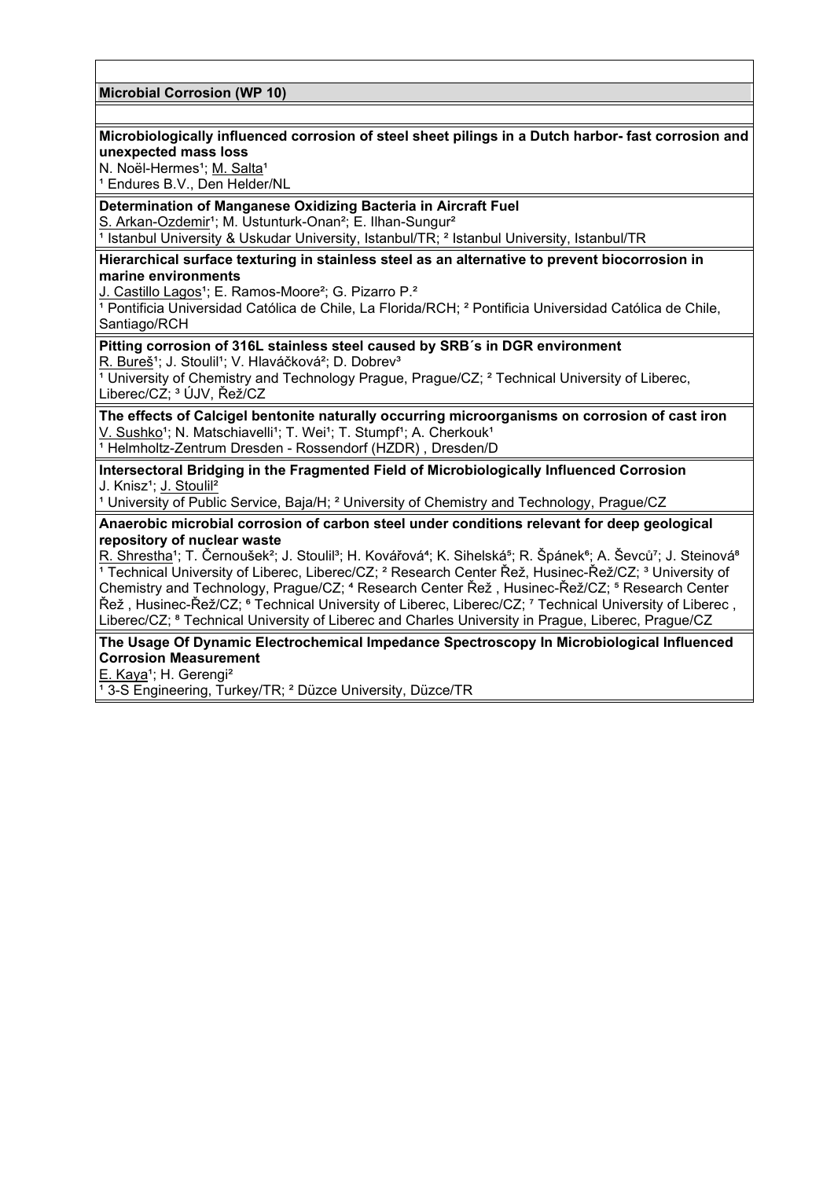## Microbial Corrosion (WP 10)

**Microbiologically influenced corrosion of steel sheet pilings in a Dutch harbor- fast corrosion and unexpected mass loss**
N. Noël-Hermes[1]; M. Salta[1]
[1] Endures B.V., Den Helder/NL

**Determination of Manganese Oxidizing Bacteria in Aircraft Fuel**
S. Arkan-Ozdemir[1]; M. Ustunturk-Onan[2]; E. Ilhan-Sungur[2]
[1] Istanbul University & Uskudar University, Istanbul/TR; [2] Istanbul University, Istanbul/TR

**Hierarchical surface texturing in stainless steel as an alternative to prevent biocorrosion in marine environments**
J. Castillo Lagos[1]; E. Ramos-Moore[2]; G. Pizarro P.[2]
[1] Pontificia Universidad Católica de Chile, La Florida/RCH; [2] Pontificia Universidad Católica de Chile, Santiago/RCH

**Pitting corrosion of 316L stainless steel caused by SRB´s in DGR environment**
R. Bureš[1]; J. Stoulil[1]; V. Hlaváčková[2]; D. Dobrev[3]
[1] University of Chemistry and Technology Prague, Prague/CZ; [2] Technical University of Liberec, Liberec/CZ; [3] ÚJV, Řež/CZ

**The effects of Calcigel bentonite naturally occurring microorganisms on corrosion of cast iron**
V. Sushko[1]; N. Matschiavelli[1]; T. Wei[1]; T. Stumpf[1]; A. Cherkouk[1]
[1] Helmholtz-Zentrum Dresden - Rossendorf (HZDR) , Dresden/D

**Intersectoral Bridging in the Fragmented Field of Microbiologically Influenced Corrosion**
J. Knisz[1]; J. Stoulil[2]
[1] University of Public Service, Baja/H; [2] University of Chemistry and Technology, Prague/CZ

**Anaerobic microbial corrosion of carbon steel under conditions relevant for deep geological repository of nuclear waste**
R. Shrestha[1]; T. Černoušek[2]; J. Stoulil[3]; H. Kovářová[4]; K. Sihelská[5]; R. Špánek[6]; A. Ševců[7]; J. Steinová[8]
[1] Technical University of Liberec, Liberec/CZ; [2] Research Center Řež, Husinec-Řež/CZ; [3] University of Chemistry and Technology, Prague/CZ; [4] Research Center Řež , Husinec-Řež/CZ; [5] Research Center Řež , Husinec-Řež/CZ; [6] Technical University of Liberec, Liberec/CZ; [7] Technical University of Liberec , Liberec/CZ; [8] Technical University of Liberec and Charles University in Prague, Liberec, Prague/CZ

**The Usage Of Dynamic Electrochemical Impedance Spectroscopy In Microbiological Influenced Corrosion Measurement**
E. Kaya[1]; H. Gerengi[2]
[1] 3-S Engineering, Turkey/TR; [2] Düzce University, Düzce/TR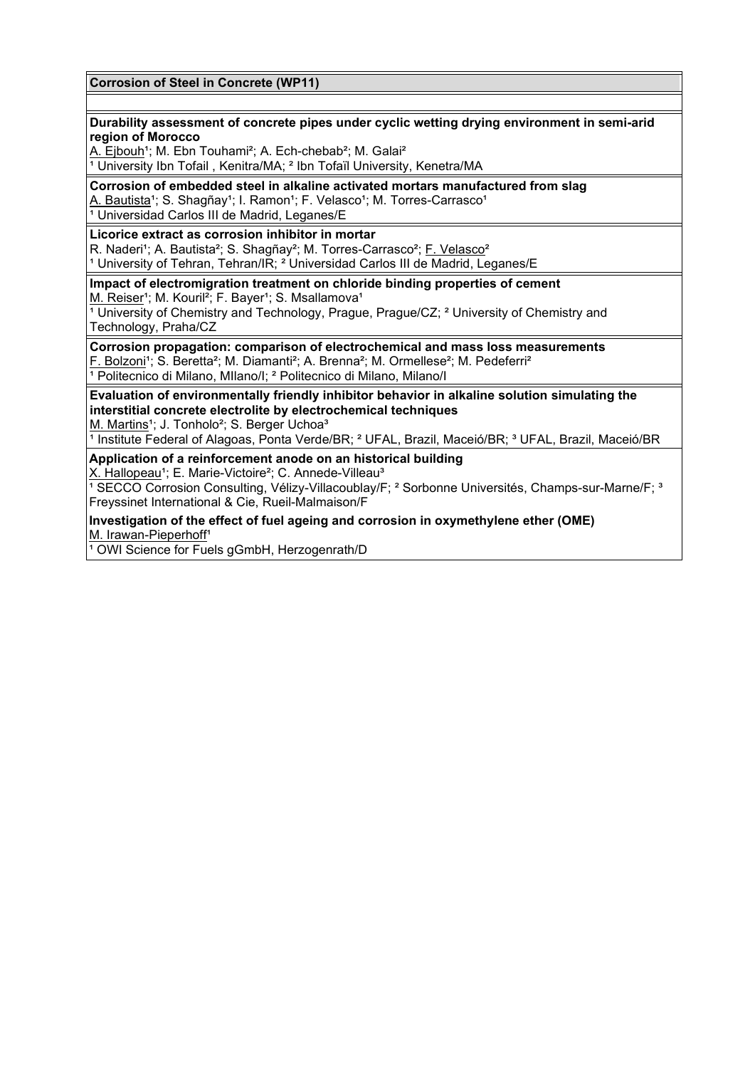## Corrosion of Steel in Concrete (WP11)

**Durability assessment of concrete pipes under cyclic wetting drying environment in semi-arid region of Morocco**
A. Ejbouh[1]; M. Ebn Touhami[2]; A. Ech-chebab[2]; M. Galai[2]
[1] University Ibn Tofail , Kenitra/MA; [2] Ibn Tofaïl University, Kenetra/MA

**Corrosion of embedded steel in alkaline activated mortars manufactured from slag**
A. Bautista[1]; S. Shagñay[1]; I. Ramon[1]; F. Velasco[1]; M. Torres-Carrasco[1]
[1] Universidad Carlos III de Madrid, Leganes/E

**Licorice extract as corrosion inhibitor in mortar**
R. Naderi[1]; A. Bautista[2]; S. Shagñay[2]; M. Torres-Carrasco[2]; F. Velasco[2]
[1] University of Tehran, Tehran/IR; [2] Universidad Carlos III de Madrid, Leganes/E

**Impact of electromigration treatment on chloride binding properties of cement**
M. Reiser[1]; M. Kouril[2]; F. Bayer[1]; S. Msallamova[1]
[1] University of Chemistry and Technology, Prague, Prague/CZ; [2] University of Chemistry and Technology, Praha/CZ

**Corrosion propagation: comparison of electrochemical and mass loss measurements**
F. Bolzoni[1]; S. Beretta[2]; M. Diamanti[2]; A. Brenna[2]; M. Ormellese[2]; M. Pedeferri[2]
[1] Politecnico di Milano, MIlano/I; [2] Politecnico di Milano, Milano/I

**Evaluation of environmentally friendly inhibitor behavior in alkaline solution simulating the interstitial concrete electrolyte by electrochemical techniques**
M. Martins[1]; J. Tonholo[2]; S. Berger Uchoa[3]
[1] Institute Federal of Alagoas, Ponta Verde/BR; [2] UFAL, Brazil, Maceió/BR; [3] UFAL, Brazil, Maceió/BR

**Application of a reinforcement anode on an historical building**
X. Hallopeau[1]; E. Marie-Victoire[2]; C. Annede-Villeau[3]
[1] SECCO Corrosion Consulting, Vélizy-Villacoublay/F; [2] Sorbonne Universités, Champs-sur-Marne/F; [3] Freyssinet International & Cie, Rueil-Malmaison/F

**Investigation of the effect of fuel ageing and corrosion in oxymethylene ether (OME)**
M. Irawan-Pieperhoff[1]
[1] OWI Science for Fuels gGmbH, Herzogenrath/D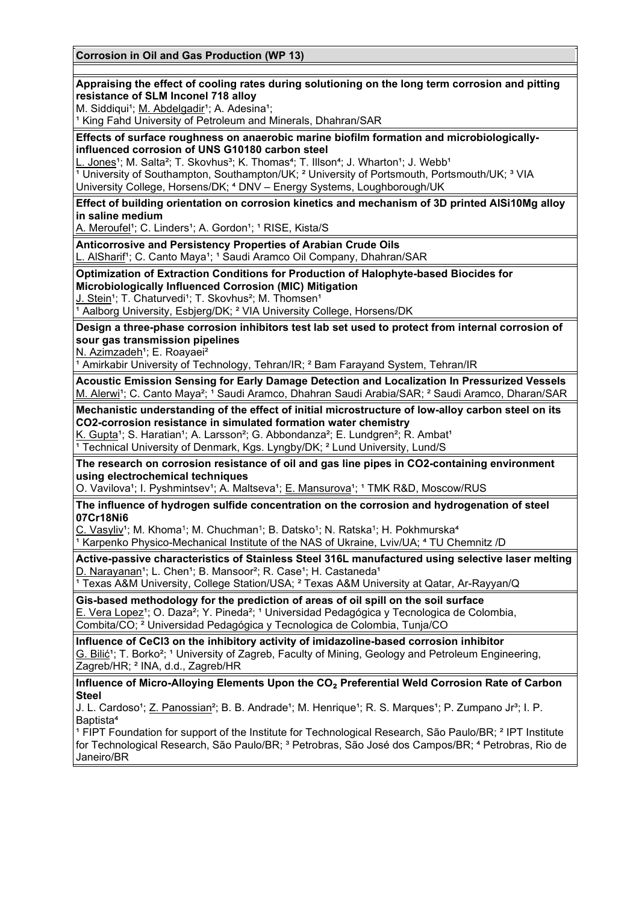## Corrosion in Oil and Gas Production (WP 13)

**Appraising the effect of cooling rates during solutioning on the long term corrosion and pitting resistance of SLM Inconel 718 alloy**
M. Siddiqui[1]; M. Abdelgadir[1]; A. Adesina[1];
[1] King Fahd University of Petroleum and Minerals, Dhahran/SAR

**Effects of surface roughness on anaerobic marine biofilm formation and microbiologically-influenced corrosion of UNS G10180 carbon steel**
L. Jones[1]; M. Salta[2]; T. Skovhus[3]; K. Thomas[4]; T. Illson[4]; J. Wharton[1]; J. Webb[1]
[1] University of Southampton, Southampton/UK; [2] University of Portsmouth, Portsmouth/UK; [3] VIA University College, Horsens/DK; [4] DNV – Energy Systems, Loughborough/UK

**Effect of building orientation on corrosion kinetics and mechanism of 3D printed AlSi10Mg alloy in saline medium**
A. Meroufel[1]; C. Linders[1]; A. Gordon[1]; [1] RISE, Kista/S

**Anticorrosive and Persistency Properties of Arabian Crude Oils**
L. AlSharif[1]; C. Canto Maya[1]; [1] Saudi Aramco Oil Company, Dhahran/SAR

**Optimization of Extraction Conditions for Production of Halophyte-based Biocides for Microbiologically Influenced Corrosion (MIC) Mitigation**
J. Stein[1]; T. Chaturvedi[1]; T. Skovhus[2]; M. Thomsen[1]
[1] Aalborg University, Esbjerg/DK; [2] VIA University College, Horsens/DK

**Design a three-phase corrosion inhibitors test lab set used to protect from internal corrosion of sour gas transmission pipelines**
N. Azimzadeh[1]; E. Roayaei[2]
[1] Amirkabir University of Technology, Tehran/IR; [2] Bam Farayand System, Tehran/IR

**Acoustic Emission Sensing for Early Damage Detection and Localization In Pressurized Vessels**
M. Alerwi[1]; C. Canto Maya[2]; [1] Saudi Aramco, Dhahran Saudi Arabia/SAR; [2] Saudi Aramco, Dharan/SAR

**Mechanistic understanding of the effect of initial microstructure of low-alloy carbon steel on its CO2-corrosion resistance in simulated formation water chemistry**
K. Gupta[1]; S. Haratian[1]; A. Larsson[2]; G. Abbondanza[2]; E. Lundgren[2]; R. Ambat[1]
[1] Technical University of Denmark, Kgs. Lyngby/DK; [2] Lund University, Lund/S

**The research on corrosion resistance of oil and gas line pipes in CO2-containing environment using electrochemical techniques**
O. Vavilova[1]; I. Pyshmintsev[1]; A. Maltseva[1]; E. Mansurova[1]; [1] TMK R&D, Moscow/RUS

**The influence of hydrogen sulfide concentration on the corrosion and hydrogenation of steel 07Cr18Ni6**
C. Vasyliv[1]; M. Khoma[1]; M. Chuchman[1]; B. Datsko[1]; N. Ratska[1]; H. Pokhmurska[4]
[1] Karpenko Physico-Mechanical Institute of the NAS of Ukraine, Lviv/UA; [4] TU Chemnitz /D

**Active-passive characteristics of Stainless Steel 316L manufactured using selective laser melting**
D. Narayanan[1]; L. Chen[1]; B. Mansoor[2]; R. Case[1]; H. Castaneda[1]
[1] Texas A&M University, College Station/USA; [2] Texas A&M University at Qatar, Ar-Rayyan/Q

**Gis-based methodology for the prediction of areas of oil spill on the soil surface**
E. Vera Lopez[1]; O. Daza[2]; Y. Pineda[2]; [1] Universidad Pedagógica y Tecnologica de Colombia, Combita/CO; [2] Universidad Pedagógica y Tecnologica de Colombia, Tunja/CO

**Influence of CeCl3 on the inhibitory activity of imidazoline-based corrosion inhibitor**
G. Bilić[1]; T. Borko[2]; [1] University of Zagreb, Faculty of Mining, Geology and Petroleum Engineering, Zagreb/HR; [2] INA, d.d., Zagreb/HR

**Influence of Micro-Alloying Elements Upon the $CO_2$ Preferential Weld Corrosion Rate of Carbon Steel**
J. L. Cardoso[1]; Z. Panossian[2]; B. B. Andrade[1]; M. Henrique[1]; R. S. Marques[1]; P. Zumpano Jr[3]; I. P. Baptista[4]
[1] FIPT Foundation for support of the Institute for Technological Research, São Paulo/BR; [2] IPT Institute for Technological Research, São Paulo/BR; [3] Petrobras, São José dos Campos/BR; [4] Petrobras, Rio de Janeiro/BR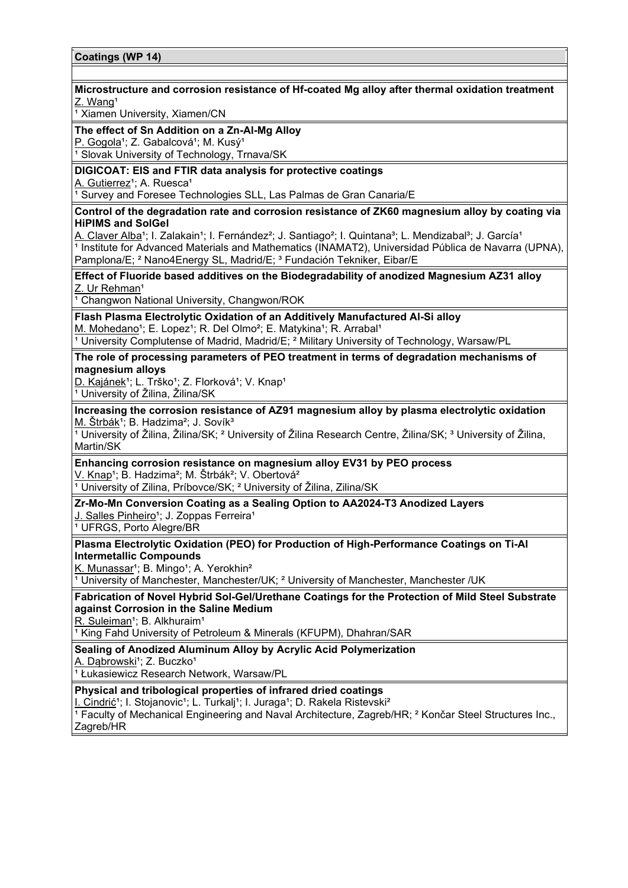## Coatings (WP 14)

**Microstructure and corrosion resistance of Hf-coated Mg alloy after thermal oxidation treatment**
Z. Wang[1]
[1] Xiamen University, Xiamen/CN

**The effect of Sn Addition on a Zn-Al-Mg Alloy**
P. Gogola[1]; Z. Gabalcová[1]; M. Kusý[1]
[1] Slovak University of Technology, Trnava/SK

**DIGICOAT: EIS and FTIR data analysis for protective coatings**
A. Gutierrez[1]; A. Ruesca[1]
[1] Survey and Foresee Technologies SLL, Las Palmas de Gran Canaria/E

**Control of the degradation rate and corrosion resistance of ZK60 magnesium alloy by coating via HiPIMS and SolGel**
A. Claver Alba[1]; I. Zalakain[1]; I. Fernández[2]; J. Santiago[2]; I. Quintana[3]; L. Mendizabal[3]; J. García[1]
[1] Institute for Advanced Materials and Mathematics (INAMAT2), Universidad Pública de Navarra (UPNA), Pamplona/E; [2] Nano4Energy SL, Madrid/E; [3] Fundación Tekniker, Eibar/E

**Effect of Fluoride based additives on the Biodegradability of anodized Magnesium AZ31 alloy**
Z. Ur Rehman[1]
[1] Changwon National University, Changwon/ROK

**Flash Plasma Electrolytic Oxidation of an Additively Manufactured Al-Si alloy**
M. Mohedano[1]; E. Lopez[1]; R. Del Olmo[2]; E. Matykina[1]; R. Arrabal[1]
[1] University Complutense of Madrid, Madrid/E; [2] Military University of Technology, Warsaw/PL

**The role of processing parameters of PEO treatment in terms of degradation mechanisms of magnesium alloys**
D. Kajánek[1]; L. Trško[1]; Z. Florková[1]; V. Knap[1]
[1] University of Žilina, Žilina/SK

**Increasing the corrosion resistance of AZ91 magnesium alloy by plasma electrolytic oxidation**
M. Štrbák[1]; B. Hadzima[2]; J. Sovík[3]
[1] University of Žilina, Žilina/SK; [2] University of Žilina Research Centre, Žilina/SK; [3] University of Žilina, Martin/SK

**Enhancing corrosion resistance on magnesium alloy EV31 by PEO process**
V. Knap[1]; B. Hadzima[2]; M. Štrbák[2]; V. Obertová[2]
[1] University of Zilina, Príbovce/SK; [2] University of Žilina, Zilina/SK

**Zr-Mo-Mn Conversion Coating as a Sealing Option to AA2024-T3 Anodized Layers**
J. Salles Pinheiro[1]; J. Zoppas Ferreira[1]
[1] UFRGS, Porto Alegre/BR

**Plasma Electrolytic Oxidation (PEO) for Production of High-Performance Coatings on Ti-Al Intermetallic Compounds**
K. Munassar[1]; B. Mingo[1]; A. Yerokhin[2]
[1] University of Manchester, Manchester/UK; [2] University of Manchester, Manchester /UK

**Fabrication of Novel Hybrid Sol-Gel/Urethane Coatings for the Protection of Mild Steel Substrate against Corrosion in the Saline Medium**
R. Suleiman[1]; B. Alkhuraim[1]
[1] King Fahd University of Petroleum & Minerals (KFUPM), Dhahran/SAR

**Sealing of Anodized Aluminum Alloy by Acrylic Acid Polymerization**
A. Dąbrowski[1]; Z. Buczko[1]
[1] Łukasiewicz Research Network, Warsaw/PL

**Physical and tribological properties of infrared dried coatings**
I. Cindrić[1]; I. Stojanovic[1]; L. Turkalj[1]; I. Juraga[1]; D. Rakela Ristevski[2]
[1] Faculty of Mechanical Engineering and Naval Architecture, Zagreb/HR; [2] Končar Steel Structures Inc., Zagreb/HR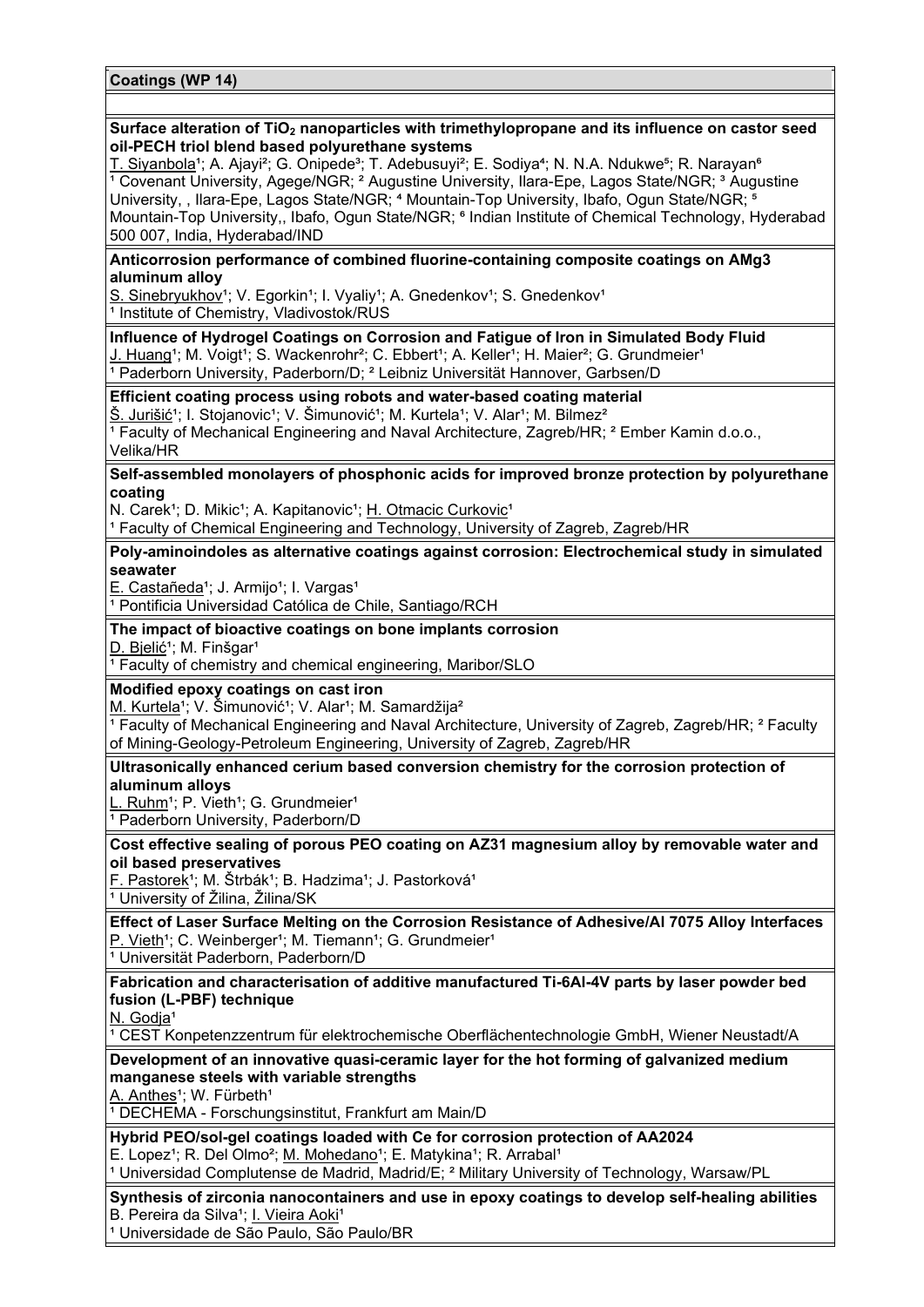**Coatings (WP 14)**

**Surface alteration of $TiO_2$ nanoparticles with trimethylopropane and its influence on castor seed oil-PECH triol blend based polyurethane systems**
T. Siyanbola[1]; A. Ajayi[2]; G. Onipede[3]; T. Adebusuyi[2]; E. Sodiya[4]; N. N.A. Ndukwe[5]; R. Narayan[6]
[1] Covenant University, Agege/NGR; [2] Augustine University, Ilara-Epe, Lagos State/NGR; [3] Augustine University, , Ilara-Epe, Lagos State/NGR; [4] Mountain-Top University, Ibafo, Ogun State/NGR; [5] Mountain-Top University,, Ibafo, Ogun State/NGR; [6] Indian Institute of Chemical Technology, Hyderabad 500 007, India, Hyderabad/IND

**Anticorrosion performance of combined fluorine-containing composite coatings on AMg3 aluminum alloy**
S. Sinebryukhov[1]; V. Egorkin[1]; I. Vyaliy[1]; A. Gnedenkov[1]; S. Gnedenkov[1]
[1] Institute of Chemistry, Vladivostok/RUS

**Influence of Hydrogel Coatings on Corrosion and Fatigue of Iron in Simulated Body Fluid**
J. Huang[1]; M. Voigt[1]; S. Wackenrohr[2]; C. Ebbert[1]; A. Keller[1]; H. Maier[2]; G. Grundmeier[1]
[1] Paderborn University, Paderborn/D; [2] Leibniz Universität Hannover, Garbsen/D

**Efficient coating process using robots and water-based coating material**
Š. Jurišić[1]; I. Stojanovic[1]; V. Šimunović[1]; M. Kurtela[1]; V. Alar[1]; M. Bilmez[2]
[1] Faculty of Mechanical Engineering and Naval Architecture, Zagreb/HR; [2] Ember Kamin d.o.o., Velika/HR

**Self-assembled monolayers of phosphonic acids for improved bronze protection by polyurethane coating**
N. Carek[1]; D. Mikic[1]; A. Kapitanovic[1]; H. Otmacic Curkovic[1]
[1] Faculty of Chemical Engineering and Technology, University of Zagreb, Zagreb/HR

**Poly-aminoindoles as alternative coatings against corrosion: Electrochemical study in simulated seawater**
E. Castañeda[1]; J. Armijo[1]; I. Vargas[1]
[1] Pontificia Universidad Católica de Chile, Santiago/RCH

**The impact of bioactive coatings on bone implants corrosion**
D. Bjelić[1]; M. Finšgar[1]
[1] Faculty of chemistry and chemical engineering, Maribor/SLO

**Modified epoxy coatings on cast iron**
M. Kurtela[1]; V. Šimunović[1]; V. Alar[1]; M. Samardžija[2]
[1] Faculty of Mechanical Engineering and Naval Architecture, University of Zagreb, Zagreb/HR; [2] Faculty of Mining-Geology-Petroleum Engineering, University of Zagreb, Zagreb/HR

**Ultrasonically enhanced cerium based conversion chemistry for the corrosion protection of aluminum alloys**
L. Ruhm[1]; P. Vieth[1]; G. Grundmeier[1]
[1] Paderborn University, Paderborn/D

**Cost effective sealing of porous PEO coating on AZ31 magnesium alloy by removable water and oil based preservatives**
F. Pastorek[1]; M. Štrbák[1]; B. Hadzima[1]; J. Pastorková[1]
[1] University of Žilina, Žilina/SK

**Effect of Laser Surface Melting on the Corrosion Resistance of Adhesive/Al 7075 Alloy Interfaces**
P. Vieth[1]; C. Weinberger[1]; M. Tiemann[1]; G. Grundmeier[1]
[1] Universität Paderborn, Paderborn/D

**Fabrication and characterisation of additive manufactured Ti-6Al-4V parts by laser powder bed fusion (L-PBF) technique**
N. Godja[1]
[1] CEST Konpetenzzentrum für elektrochemische Oberflächentechnologie GmbH, Wiener Neustadt/A

**Development of an innovative quasi-ceramic layer for the hot forming of galvanized medium manganese steels with variable strengths**
A. Anthes[1]; W. Fürbeth[1]
[1] DECHEMA - Forschungsinstitut, Frankfurt am Main/D

**Hybrid PEO/sol-gel coatings loaded with Ce for corrosion protection of AA2024**
E. Lopez[1]; R. Del Olmo[2]; M. Mohedano[1]; E. Matykina[1]; R. Arrabal[1]
[1] Universidad Complutense de Madrid, Madrid/E; [2] Military University of Technology, Warsaw/PL

**Synthesis of zirconia nanocontainers and use in epoxy coatings to develop self-healing abilities**
B. Pereira da Silva[1]; I. Vieira Aoki[1]
[1] Universidade de São Paulo, São Paulo/BR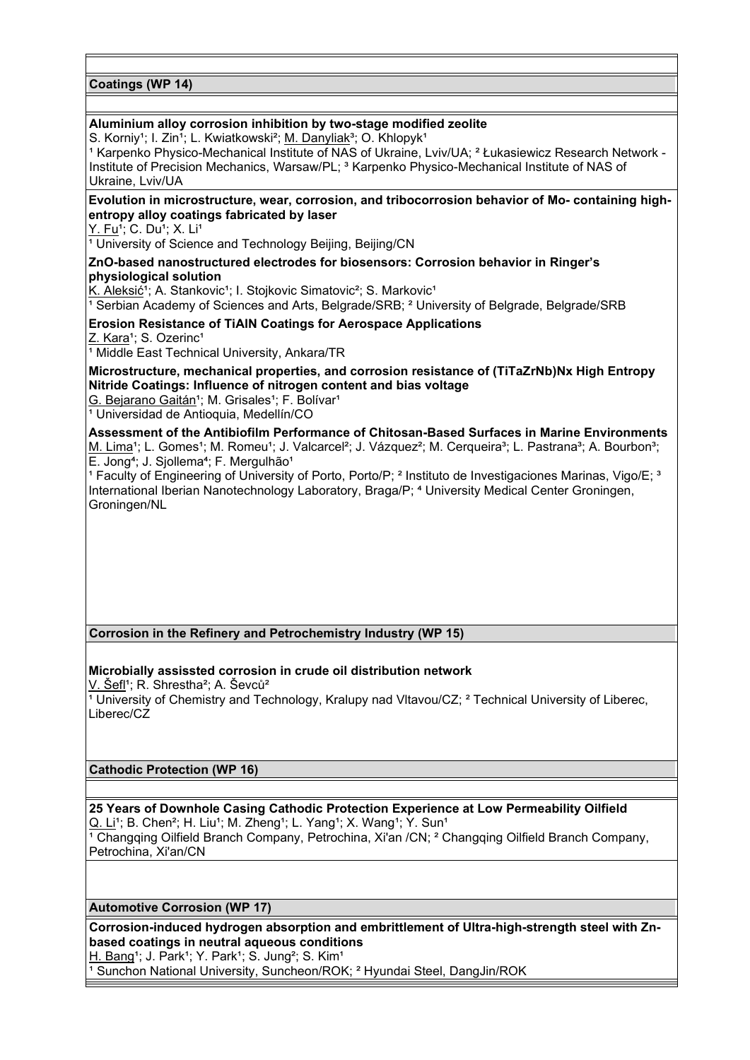## Coatings (WP 14)

**Aluminium alloy corrosion inhibition by two-stage modified zeolite**
S. Korniy[1]; I. Zin[1]; L. Kwiatkowski[2]; M. Danyliak[3]; O. Khlopyk[1]
[1] Karpenko Physico-Mechanical Institute of NAS of Ukraine, Lviv/UA; [2] Łukasiewicz Research Network - Institute of Precision Mechanics, Warsaw/PL; [3] Karpenko Physico-Mechanical Institute of NAS of Ukraine, Lviv/UA

**Evolution in microstructure, wear, corrosion, and tribocorrosion behavior of Mo- containing high-entropy alloy coatings fabricated by laser**
Y. Fu[1]; C. Du[1]; X. Li[1]
[1] University of Science and Technology Beijing, Beijing/CN

**ZnO-based nanostructured electrodes for biosensors: Corrosion behavior in Ringer's physiological solution**
K. Aleksić[1]; A. Stankovic[1]; I. Stojkovic Simatovic[2]; S. Markovic[1]
[1] Serbian Academy of Sciences and Arts, Belgrade/SRB; [2] University of Belgrade, Belgrade/SRB

**Erosion Resistance of TiAlN Coatings for Aerospace Applications**
Z. Kara[1]; S. Ozerinc[1]
[1] Middle East Technical University, Ankara/TR

**Microstructure, mechanical properties, and corrosion resistance of (TiTaZrNb)Nx High Entropy Nitride Coatings: Influence of nitrogen content and bias voltage**
G. Bejarano Gaitán[1]; M. Grisales[1]; F. Bolívar[1]
[1] Universidad de Antioquia, Medellín/CO

**Assessment of the Antibiofilm Performance of Chitosan-Based Surfaces in Marine Environments**
M. Lima[1]; L. Gomes[1]; M. Romeu[1]; J. Valcarcel[2]; J. Vázquez[2]; M. Cerqueira[3]; L. Pastrana[3]; A. Bourbon[3]; E. Jong[4]; J. Sjollema[4]; F. Mergulhão[1]
[1] Faculty of Engineering of University of Porto, Porto/P; [2] Instituto de Investigaciones Marinas, Vigo/E; [3] International Iberian Nanotechnology Laboratory, Braga/P; [4] University Medical Center Groningen, Groningen/NL

## Corrosion in the Refinery and Petrochemistry Industry (WP 15)

**Microbially assissted corrosion in crude oil distribution network**
V. Šefl[1]; R. Shrestha[2]; A. Ševců[2]
[1] University of Chemistry and Technology, Kralupy nad Vltavou/CZ; [2] Technical University of Liberec, Liberec/CZ

## Cathodic Protection (WP 16)

**25 Years of Downhole Casing Cathodic Protection Experience at Low Permeability Oilfield**
Q. Li[1]; B. Chen[2]; H. Liu[1]; M. Zheng[1]; L. Yang[1]; X. Wang[1]; Y. Sun[1]
[1] Changqing Oilfield Branch Company, Petrochina, Xi'an /CN; [2] Changqing Oilfield Branch Company, Petrochina, Xi'an/CN

## Automotive Corrosion (WP 17)

**Corrosion-induced hydrogen absorption and embrittlement of Ultra-high-strength steel with Zn-based coatings in neutral aqueous conditions**
H. Bang[1]; J. Park[1]; Y. Park[1]; S. Jung[2]; S. Kim[1]
[1] Sunchon National University, Suncheon/ROK; [2] Hyundai Steel, DangJin/ROK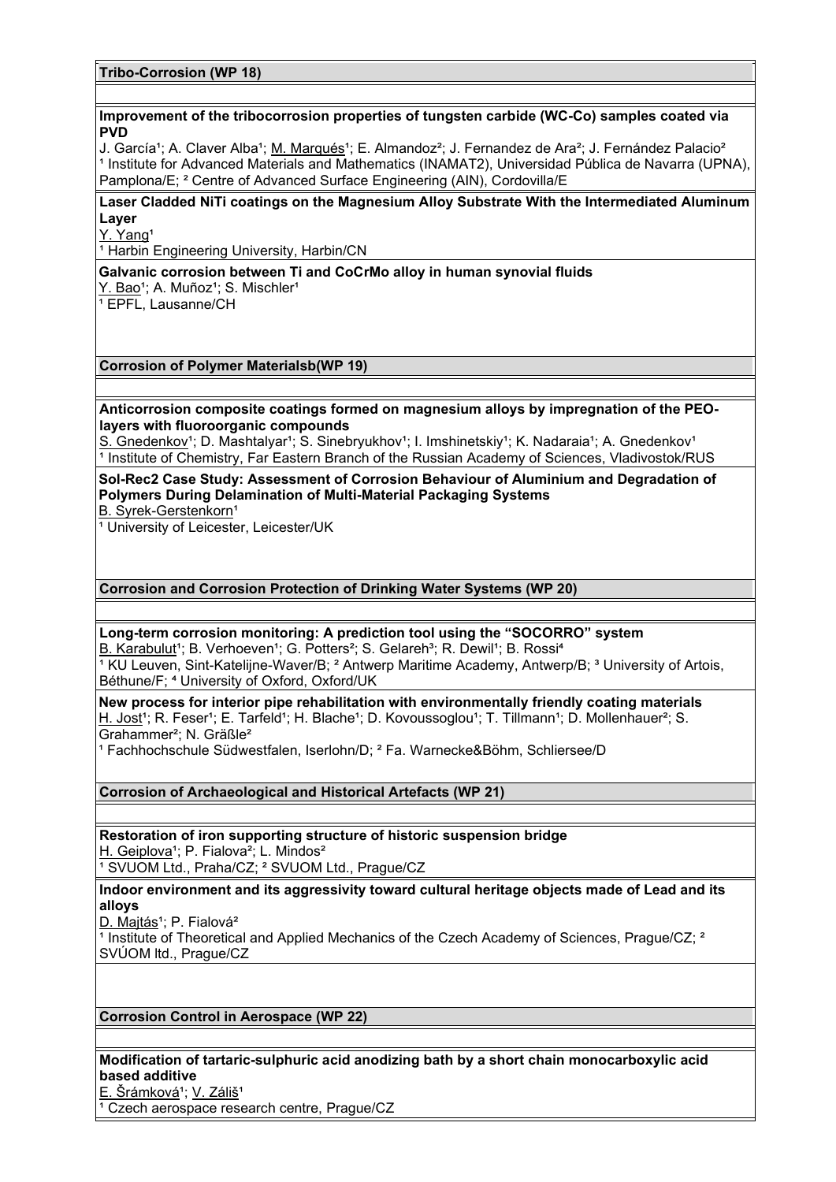## Tribo-Corrosion (WP 18)

**Improvement of the tribocorrosion properties of tungsten carbide (WC-Co) samples coated via PVD**
J. García[1]; A. Claver Alba[1]; M. Marqués[1]; E. Almandoz[2]; J. Fernandez de Ara[2]; J. Fernández Palacio[2]
[1] Institute for Advanced Materials and Mathematics (INAMAT2), Universidad Pública de Navarra (UPNA), Pamplona/E; [2] Centre of Advanced Surface Engineering (AIN), Cordovilla/E

**Laser Cladded NiTi coatings on the Magnesium Alloy Substrate With the Intermediated Aluminum Layer**
Y. Yang[1]
[1] Harbin Engineering University, Harbin/CN

**Galvanic corrosion between Ti and CoCrMo alloy in human synovial fluids**
Y. Bao[1]; A. Muñoz[1]; S. Mischler[1]
[1] EPFL, Lausanne/CH

## Corrosion of Polymer Materialsb(WP 19)

**Anticorrosion composite coatings formed on magnesium alloys by impregnation of the PEO-layers with fluoroorganic compounds**
S. Gnedenkov[1]; D. Mashtalyar[1]; S. Sinebryukhov[1]; I. Imshinetskiy[1]; K. Nadaraia[1]; A. Gnedenkov[1]
[1] Institute of Chemistry, Far Eastern Branch of the Russian Academy of Sciences, Vladivostok/RUS

**Sol-Rec2 Case Study: Assessment of Corrosion Behaviour of Aluminium and Degradation of Polymers During Delamination of Multi-Material Packaging Systems**
B. Syrek-Gerstenkorn[1]
[1] University of Leicester, Leicester/UK

## Corrosion and Corrosion Protection of Drinking Water Systems (WP 20)

**Long-term corrosion monitoring: A prediction tool using the "SOCORRO" system**
B. Karabulut[1]; B. Verhoeven[1]; G. Potters[2]; S. Gelareh[3]; R. Dewil[1]; B. Rossi[4]
[1] KU Leuven, Sint-Katelijne-Waver/B; [2] Antwerp Maritime Academy, Antwerp/B; [3] University of Artois, Béthune/F; [4] University of Oxford, Oxford/UK

**New process for interior pipe rehabilitation with environmentally friendly coating materials**
H. Jost[1]; R. Feser[1]; E. Tarfeld[1]; H. Blache[1]; D. Kovoussoglou[1]; T. Tillmann[1]; D. Mollenhauer[2]; S. Grahammer[2]; N. Gräßle[2]
[1] Fachhochschule Südwestfalen, Iserlohn/D; [2] Fa. Warnecke&Böhm, Schliersee/D

## Corrosion of Archaeological and Historical Artefacts (WP 21)

**Restoration of iron supporting structure of historic suspension bridge**
H. Geiplova[1]; P. Fialova[2]; L. Mindos[2]
[1] SVUOM Ltd., Praha/CZ; [2] SVUOM Ltd., Prague/CZ

**Indoor environment and its aggressivity toward cultural heritage objects made of Lead and its alloys**
D. Majtás[1]; P. Fialová[2]
[1] Institute of Theoretical and Applied Mechanics of the Czech Academy of Sciences, Prague/CZ; [2] SVÚOM ltd., Prague/CZ

## Corrosion Control in Aerospace (WP 22)

**Modification of tartaric-sulphuric acid anodizing bath by a short chain monocarboxylic acid based additive**
E. Šrámková[1]; V. Zališ[1]
[1] Czech aerospace research centre, Prague/CZ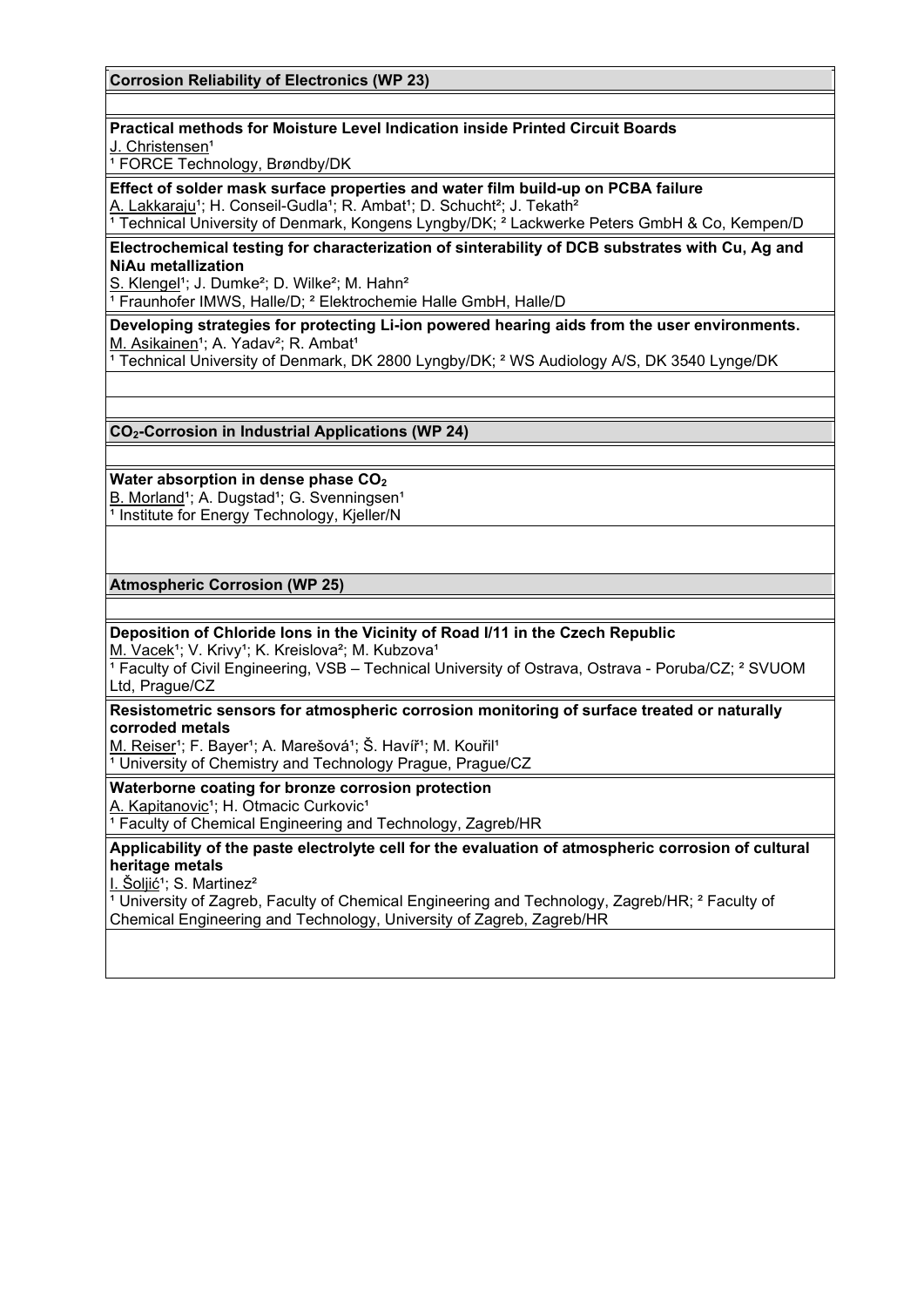## Corrosion Reliability of Electronics (WP 23)

**Practical methods for Moisture Level Indication inside Printed Circuit Boards**
J. Christensen[1]
[1] FORCE Technology, Brøndby/DK

**Effect of solder mask surface properties and water film build-up on PCBA failure**
A. Lakkaraju[1]; H. Conseil-Gudla[1]; R. Ambat[1]; D. Schucht[2]; J. Tekath[2]
[1] Technical University of Denmark, Kongens Lyngby/DK; [2] Lackwerke Peters GmbH & Co, Kempen/D

**Electrochemical testing for characterization of sinterability of DCB substrates with Cu, Ag and NiAu metallization**
S. Klengel[1]; J. Dumke[2]; D. Wilke[2]; M. Hahn[2]
[1] Fraunhofer IMWS, Halle/D; [2] Elektrochemie Halle GmbH, Halle/D

**Developing strategies for protecting Li-ion powered hearing aids from the user environments.**
M. Asikainen[1]; A. Yadav[2]; R. Ambat[1]
[1] Technical University of Denmark, DK 2800 Lyngby/DK; [2] WS Audiology A/S, DK 3540 Lynge/DK

## $CO_2$-Corrosion in Industrial Applications (WP 24)

**Water absorption in dense phase $CO_2$**
B. Morland[1]; A. Dugstad[1]; G. Svenningsen[1]
[1] Institute for Energy Technology, Kjeller/N

## Atmospheric Corrosion (WP 25)

**Deposition of Chloride Ions in the Vicinity of Road I/11 in the Czech Republic**
M. Vacek[1]; V. Krivy[1]; K. Kreislova[2]; M. Kubzova[1]
[1] Faculty of Civil Engineering, VSB – Technical University of Ostrava, Ostrava - Poruba/CZ; [2] SVUOM Ltd, Prague/CZ

**Resistometric sensors for atmospheric corrosion monitoring of surface treated or naturally corroded metals**
M. Reiser[1]; F. Bayer[1]; A. Marešová[1]; Š. Havíř[1]; M. Kouřil[1]
[1] University of Chemistry and Technology Prague, Prague/CZ

**Waterborne coating for bronze corrosion protection**
A. Kapitanovic[1]; H. Otmacic Curkovic[1]
[1] Faculty of Chemical Engineering and Technology, Zagreb/HR

**Applicability of the paste electrolyte cell for the evaluation of atmospheric corrosion of cultural heritage metals**
I. Šoljić[1]; S. Martinez[2]
[1] University of Zagreb, Faculty of Chemical Engineering and Technology, Zagreb/HR; [2] Faculty of Chemical Engineering and Technology, University of Zagreb, Zagreb/HR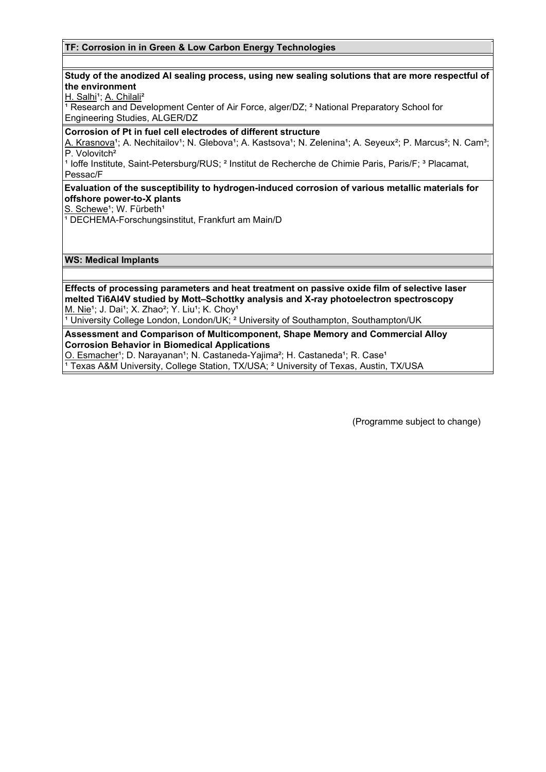## TF: Corrosion in in Green & Low Carbon Energy Technologies

**Study of the anodized Al sealing process, using new sealing solutions that are more respectful of the environment**
H. Salhi[1]; A. Chilali[2]
[1] Research and Development Center of Air Force, alger/DZ; [2] National Preparatory School for Engineering Studies, ALGER/DZ

**Corrosion of Pt in fuel cell electrodes of different structure**
A. Krasnova[1]; A. Nechitailov[1]; N. Glebova[1]; A. Kastsova[1]; N. Zelenina[1]; A. Seyeux[2]; P. Marcus[2]; N. Cam[3]; P. Volovitch[2]
[1] Ioffe Institute, Saint-Petersburg/RUS; [2] Institut de Recherche de Chimie Paris, Paris/F; [3] Placamat, Pessac/F

**Evaluation of the susceptibility to hydrogen-induced corrosion of various metallic materials for offshore power-to-X plants**
S. Schewe[1]; W. Fürbeth[1]
[1] DECHEMA-Forschungsinstitut, Frankfurt am Main/D

## WS: Medical Implants

**Effects of processing parameters and heat treatment on passive oxide film of selective laser melted Ti6Al4V studied by Mott–Schottky analysis and X-ray photoelectron spectroscopy**
M. Nie[1]; J. Dai[1]; X. Zhao[2]; Y. Liu[1]; K. Choy[1]
[1] University College London, London/UK; [2] University of Southampton, Southampton/UK

**Assessment and Comparison of Multicomponent, Shape Memory and Commercial Alloy Corrosion Behavior in Biomedical Applications**
O. Esmacher[1]; D. Narayanan[1]; N. Castaneda-Yajima[2]; H. Castaneda[1]; R. Case[1]
[1] Texas A&M University, College Station, TX/USA; [2] University of Texas, Austin, TX/USA

(Programme subject to change)